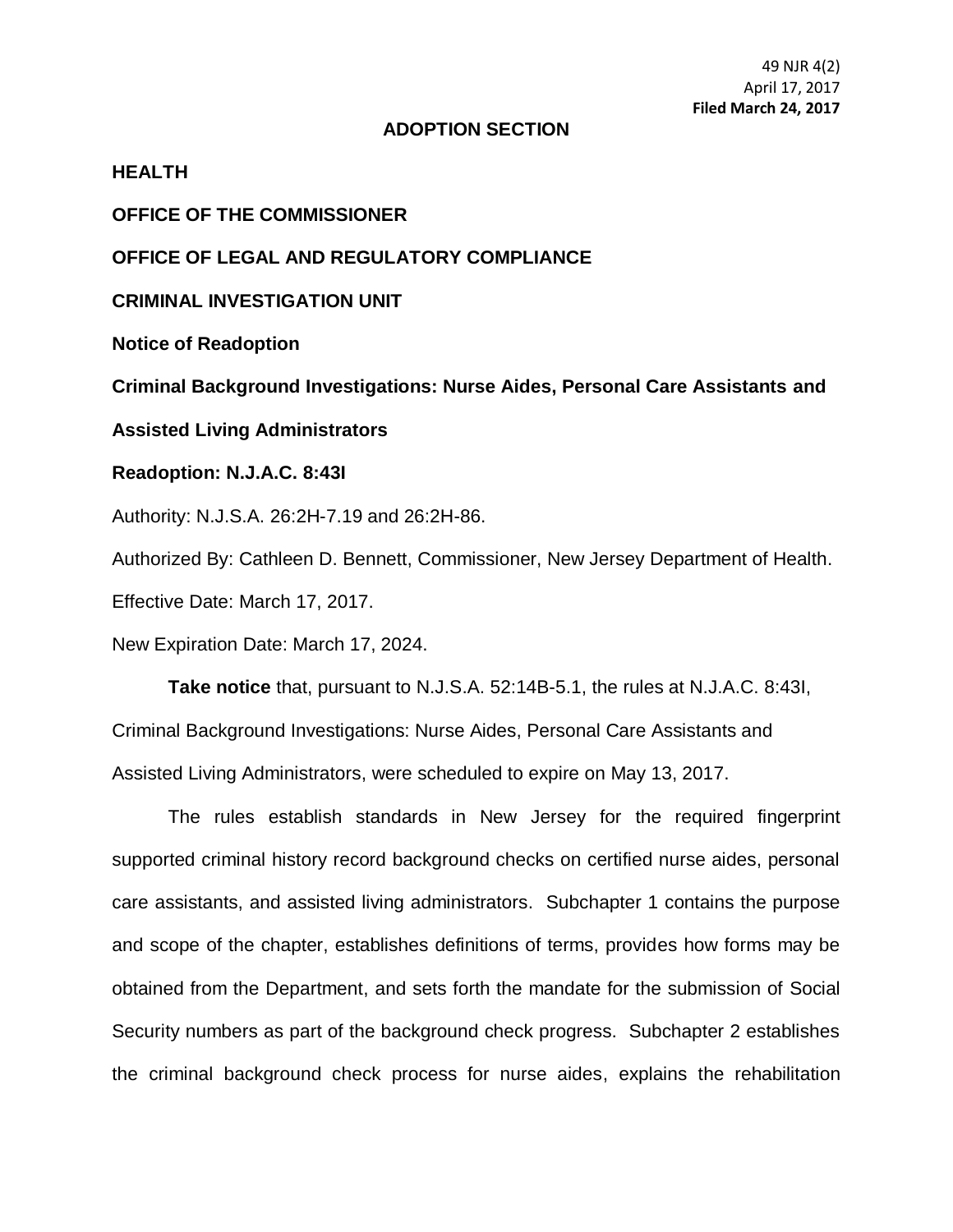49 NJR 4(2)
April 17, 2017
**Filed March 24, 2017**

**ADOPTION SECTION**

**HEALTH**

**OFFICE OF THE COMMISSIONER**

**OFFICE OF LEGAL AND REGULATORY COMPLIANCE**

**CRIMINAL INVESTIGATION UNIT**

**Notice of Readoption**

**Criminal Background Investigations: Nurse Aides, Personal Care Assistants and Assisted Living Administrators**

**Readoption: N.J.A.C. 8:43I**

Authority: N.J.S.A. 26:2H-7.19 and 26:2H-86.

Authorized By: Cathleen D. Bennett, Commissioner, New Jersey Department of Health.

Effective Date: March 17, 2017.

New Expiration Date: March 17, 2024.

**Take notice** that, pursuant to N.J.S.A. 52:14B-5.1, the rules at N.J.A.C. 8:43I, Criminal Background Investigations: Nurse Aides, Personal Care Assistants and Assisted Living Administrators, were scheduled to expire on May 13, 2017.

The rules establish standards in New Jersey for the required fingerprint supported criminal history record background checks on certified nurse aides, personal care assistants, and assisted living administrators. Subchapter 1 contains the purpose and scope of the chapter, establishes definitions of terms, provides how forms may be obtained from the Department, and sets forth the mandate for the submission of Social Security numbers as part of the background check progress. Subchapter 2 establishes the criminal background check process for nurse aides, explains the rehabilitation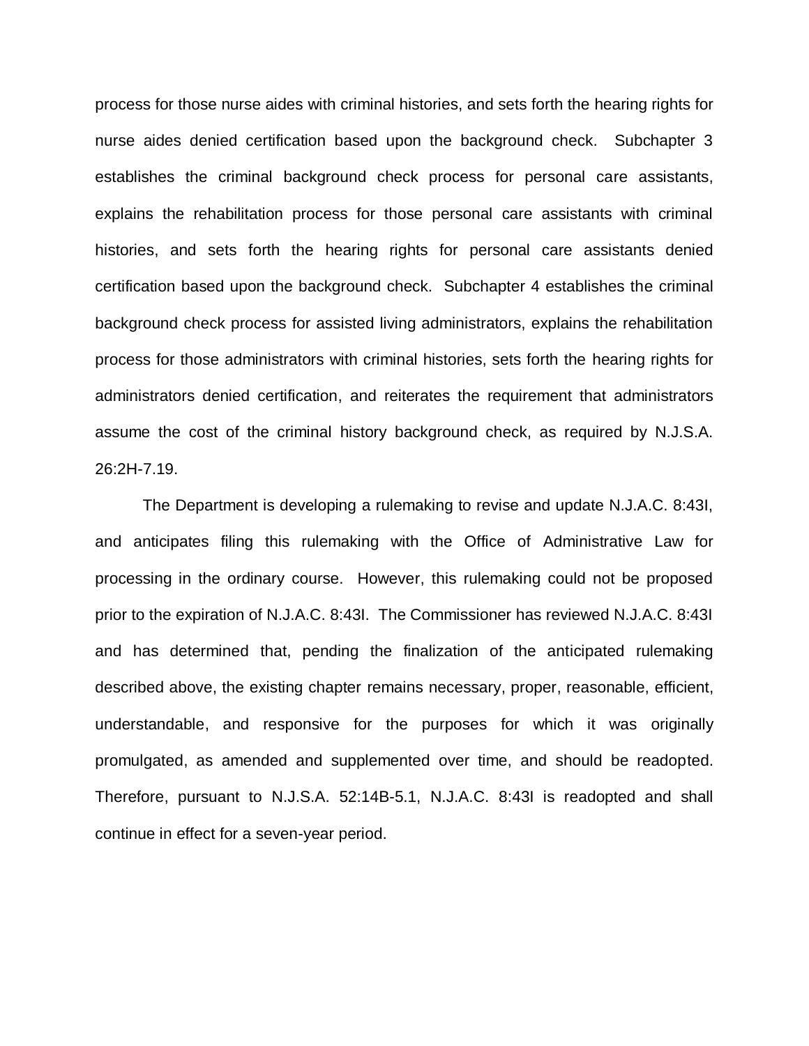process for those nurse aides with criminal histories, and sets forth the hearing rights for nurse aides denied certification based upon the background check. Subchapter 3 establishes the criminal background check process for personal care assistants, explains the rehabilitation process for those personal care assistants with criminal histories, and sets forth the hearing rights for personal care assistants denied certification based upon the background check. Subchapter 4 establishes the criminal background check process for assisted living administrators, explains the rehabilitation process for those administrators with criminal histories, sets forth the hearing rights for administrators denied certification, and reiterates the requirement that administrators assume the cost of the criminal history background check, as required by N.J.S.A. 26:2H-7.19.

The Department is developing a rulemaking to revise and update N.J.A.C. 8:43I, and anticipates filing this rulemaking with the Office of Administrative Law for processing in the ordinary course. However, this rulemaking could not be proposed prior to the expiration of N.J.A.C. 8:43I. The Commissioner has reviewed N.J.A.C. 8:43I and has determined that, pending the finalization of the anticipated rulemaking described above, the existing chapter remains necessary, proper, reasonable, efficient, understandable, and responsive for the purposes for which it was originally promulgated, as amended and supplemented over time, and should be readopted. Therefore, pursuant to N.J.S.A. 52:14B-5.1, N.J.A.C. 8:43I is readopted and shall continue in effect for a seven-year period.